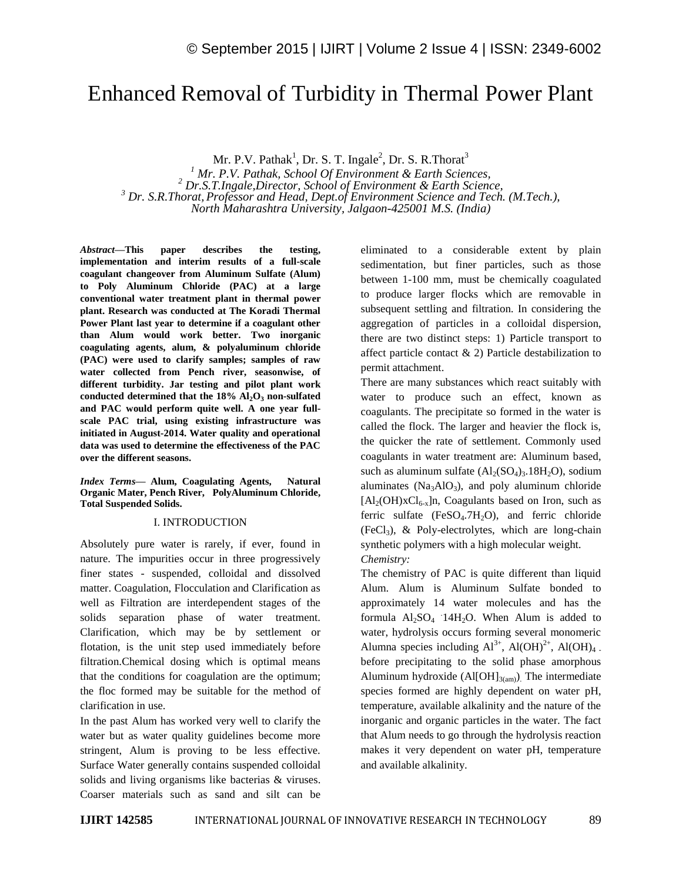# Enhanced Removal of Turbidity in Thermal Power Plant

Mr. P.V. Pathak[1], Dr. S. T. Ingale[2], Dr. S. R.Thorat[3]

*[1] Mr. P.V. Pathak, School Of Environment & Earth Sciences,*
*[2] Dr.S.T.Ingale,Director, School of Environment & Earth Science,*
*[3] Dr. S.R.Thorat, Professor and Head, Dept.of Environment Science and Tech. (M.Tech.), North Maharashtra University, Jalgaon-425001 M.S. (India)*

***Abstract*—This paper describes the testing, implementation and interim results of a full-scale coagulant changeover from Aluminum Sulfate (Alum) to Poly Aluminum Chloride (PAC) at a large conventional water treatment plant in thermal power plant. Research was conducted at The Koradi Thermal Power Plant last year to determine if a coagulant other than Alum would work better. Two inorganic coagulating agents, alum, & polyaluminum chloride (PAC) were used to clarify samples; samples of raw water collected from Pench river, seasonwise, of different turbidity. Jar testing and pilot plant work conducted determined that the 18% $Al_2O_3$ non-sulfated and PAC would perform quite well. A one year full-scale PAC trial, using existing infrastructure was initiated in August-2014. Water quality and operational data was used to determine the effectiveness of the PAC over the different seasons.**

***Index Terms*— Alum, Coagulating Agents, Natural Organic Mater, Pench River, PolyAluminum Chloride, Total Suspended Solids.**

## I. INTRODUCTION

Absolutely pure water is rarely, if ever, found in nature. The impurities occur in three progressively finer states - suspended, colloidal and dissolved matter. Coagulation, Flocculation and Clarification as well as Filtration are interdependent stages of the solids separation phase of water treatment. Clarification, which may be by settlement or flotation, is the unit step used immediately before filtration.Chemical dosing which is optimal means that the conditions for coagulation are the optimum; the floc formed may be suitable for the method of clarification in use.

In the past Alum has worked very well to clarify the water but as water quality guidelines become more stringent, Alum is proving to be less effective. Surface Water generally contains suspended colloidal solids and living organisms like bacterias & viruses. Coarser materials such as sand and silt can be eliminated to a considerable extent by plain sedimentation, but finer particles, such as those between 1-100 mm, must be chemically coagulated to produce larger flocks which are removable in subsequent settling and filtration. In considering the aggregation of particles in a colloidal dispersion, there are two distinct steps: 1) Particle transport to affect particle contact & 2) Particle destabilization to permit attachment.

There are many substances which react suitably with water to produce such an effect, known as coagulants. The precipitate so formed in the water is called the flock. The larger and heavier the flock is, the quicker the rate of settlement. Commonly used coagulants in water treatment are: Aluminum based, such as aluminum sulfate ($Al_2(SO_4)_3.18H_2O$), sodium aluminates ($Na_3AlO_3$), and poly aluminum chloride $[Al_2(OH)xCl_{6-x}]n$, Coagulants based on Iron, such as ferric sulfate ($FeSO_4.7H_2O$), and ferric chloride ($FeCl_3$), & Poly-electrolytes, which are long-chain synthetic polymers with a high molecular weight.

*Chemistry:*

The chemistry of PAC is quite different than liquid Alum. Alum is Aluminum Sulfate bonded to approximately 14 water molecules and has the formula $Al_2SO_4 \cdot 14H_2O$. When Alum is added to water, hydrolysis occurs forming several monomeric Alumna species including $Al^{3+}$, $Al(OH)^{2+}$, $Al(OH)_4^-$ before precipitating to the solid phase amorphous Aluminum hydroxide ($Al[OH]_{3(am)}$). The intermediate species formed are highly dependent on water pH, temperature, available alkalinity and the nature of the inorganic and organic particles in the water. The fact that Alum needs to go through the hydrolysis reaction makes it very dependent on water pH, temperature and available alkalinity.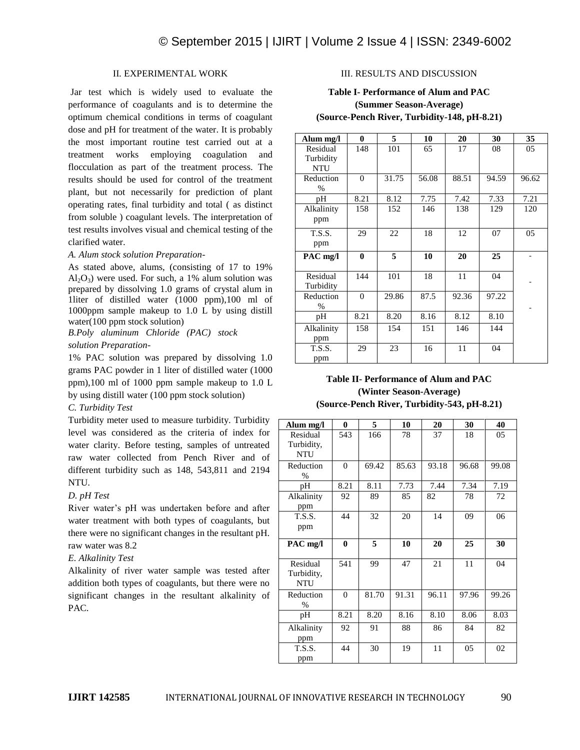## II. EXPERIMENTAL WORK

Jar test which is widely used to evaluate the performance of coagulants and is to determine the optimum chemical conditions in terms of coagulant dose and pH for treatment of the water. It is probably the most important routine test carried out at a treatment works employing coagulation and flocculation as part of the treatment process. The results should be used for control of the treatment plant, but not necessarily for prediction of plant operating rates, final turbidity and total ( as distinct from soluble ) coagulant levels. The interpretation of test results involves visual and chemical testing of the clarified water.

*A. Alum stock solution Preparation-*

As stated above, alums, (consisting of 17 to 19% $Al_2O_3$) were used. For such, a 1% alum solution was prepared by dissolving 1.0 grams of crystal alum in 1liter of distilled water (1000 ppm),100 ml of 1000ppm sample makeup to 1.0 L by using distill water(100 ppm stock solution)

*B.Poly aluminum Chloride (PAC) stock solution Preparation-*

1% PAC solution was prepared by dissolving 1.0 grams PAC powder in 1 liter of distilled water (1000 ppm),100 ml of 1000 ppm sample makeup to 1.0 L by using distill water (100 ppm stock solution)

*C. Turbidity Test*

Turbidity meter used to measure turbidity. Turbidity level was considered as the criteria of index for water clarity. Before testing, samples of untreated raw water collected from Pench River and of different turbidity such as 148, 543,811 and 2194 NTU.

*D. pH Test*

River water's pH was undertaken before and after water treatment with both types of coagulants, but there were no significant changes in the resultant pH. raw water was 8.2

*E. Alkalinity Test*

Alkalinity of river water sample was tested after addition both types of coagulants, but there were no significant changes in the resultant alkalinity of PAC.

## III. RESULTS AND DISCUSSION

**Table I- Performance of Alum and PAC (Summer Season-Average) (Source-Pench River, Turbidity-148, pH-8.21)**

| Alum mg/l | 0 | 5 | 10 | 20 | 30 | 35 |
|---|---|---|---|---|---|---|
| Residual Turbidity NTU | 148 | 101 | 65 | 17 | 08 | 05 |
| Reduction % | 0 | 31.75 | 56.08 | 88.51 | 94.59 | 96.62 |
| pH | 8.21 | 8.12 | 7.75 | 7.42 | 7.33 | 7.21 |
| Alkalinity ppm | 158 | 152 | 146 | 138 | 129 | 120 |
| T.S.S. ppm | 29 | 22 | 18 | 12 | 07 | 05 |
| **PAC mg/l** | **0** | **5** | **10** | **20** | **25** | - |
| Residual Turbidity | 144 | 101 | 18 | 11 | 04 | - |
| Reduction % | 0 | 29.86 | 87.5 | 92.36 | 97.22 | - |
| pH | 8.21 | 8.20 | 8.16 | 8.12 | 8.10 | |
| Alkalinity ppm | 158 | 154 | 151 | 146 | 144 | |
| T.S.S. ppm | 29 | 23 | 16 | 11 | 04 | |

**Table II- Performance of Alum and PAC (Winter Season-Average) (Source-Pench River, Turbidity-543, pH-8.21)**

| Alum mg/l | 0 | 5 | 10 | 20 | 30 | 40 |
|---|---|---|---|---|---|---|
| Residual Turbidity, NTU | 543 | 166 | 78 | 37 | 18 | 05 |
| Reduction % | 0 | 69.42 | 85.63 | 93.18 | 96.68 | 99.08 |
| pH | 8.21 | 8.11 | 7.73 | 7.44 | 7.34 | 7.19 |
| Alkalinity ppm | 92 | 89 | 85 | 82 | 78 | 72 |
| T.S.S. ppm | 44 | 32 | 20 | 14 | 09 | 06 |
| **PAC mg/l** | **0** | **5** | **10** | **20** | **25** | **30** |
| Residual Turbidity, NTU | 541 | 99 | 47 | 21 | 11 | 04 |
| Reduction % | 0 | 81.70 | 91.31 | 96.11 | 97.96 | 99.26 |
| pH | 8.21 | 8.20 | 8.16 | 8.10 | 8.06 | 8.03 |
| Alkalinity ppm | 92 | 91 | 88 | 86 | 84 | 82 |
| T.S.S. ppm | 44 | 30 | 19 | 11 | 05 | 02 |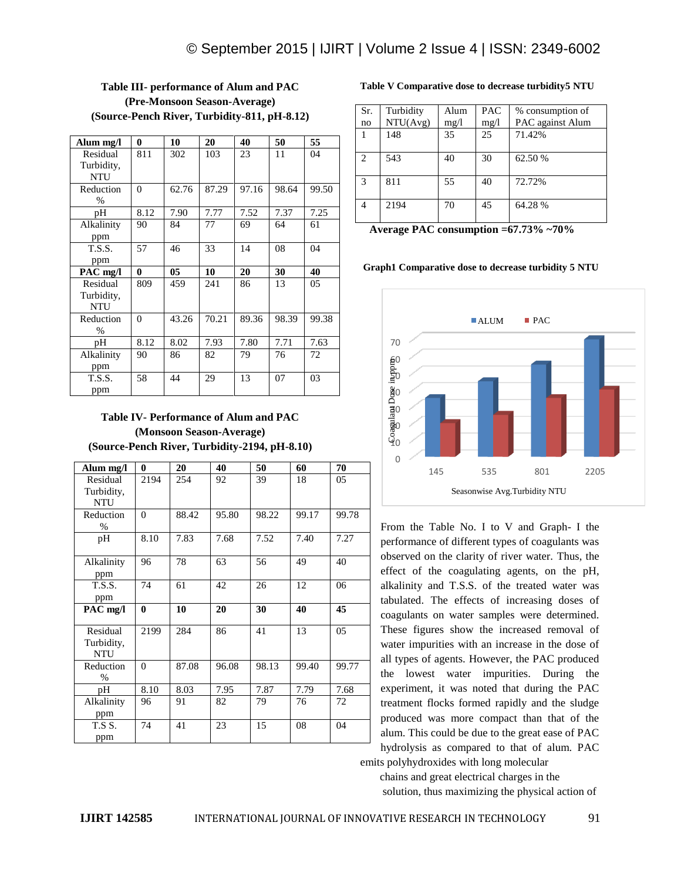**Table III- performance of Alum and PAC (Pre-Monsoon Season-Average) (Source-Pench River, Turbidity-811, pH-8.12)**

| **Alum mg/l** | **0** | **10** | **20** | **40** | **50** | **55** |
|---|---|---|---|---|---|---|
| Residual Turbidity, NTU | 811 | 302 | 103 | 23 | 11 | 04 |
| Reduction % | 0 | 62.76 | 87.29 | 97.16 | 98.64 | 99.50 |
| pH | 8.12 | 7.90 | 7.77 | 7.52 | 7.37 | 7.25 |
| Alkalinity ppm | 90 | 84 | 77 | 69 | 64 | 61 |
| T.S.S. ppm | 57 | 46 | 33 | 14 | 08 | 04 |
| **PAC mg/l** | **0** | **05** | **10** | **20** | **30** | **40** |
| Residual Turbidity, NTU | 809 | 459 | 241 | 86 | 13 | 05 |
| Reduction % | 0 | 43.26 | 70.21 | 89.36 | 98.39 | 99.38 |
| pH | 8.12 | 8.02 | 7.93 | 7.80 | 7.71 | 7.63 |
| Alkalinity ppm | 90 | 86 | 82 | 79 | 76 | 72 |
| T.S.S. ppm | 58 | 44 | 29 | 13 | 07 | 03 |

**Table IV- Performance of Alum and PAC (Monsoon Season-Average) (Source-Pench River, Turbidity-2194, pH-8.10)**

| **Alum mg/l** | **0** | **20** | **40** | **50** | **60** | **70** |
|---|---|---|---|---|---|---|
| Residual Turbidity, NTU | 2194 | 254 | 92 | 39 | 18 | 05 |
| Reduction % | 0 | 88.42 | 95.80 | 98.22 | 99.17 | 99.78 |
| pH | 8.10 | 7.83 | 7.68 | 7.52 | 7.40 | 7.27 |
| Alkalinity ppm | 96 | 78 | 63 | 56 | 49 | 40 |
| T.S.S. ppm | 74 | 61 | 42 | 26 | 12 | 06 |
| **PAC mg/l** | **0** | **10** | **20** | **30** | **40** | **45** |
| Residual Turbidity, NTU | 2199 | 284 | 86 | 41 | 13 | 05 |
| Reduction % | 0 | 87.08 | 96.08 | 98.13 | 99.40 | 99.77 |
| pH | 8.10 | 8.03 | 7.95 | 7.87 | 7.79 | 7.68 |
| Alkalinity ppm | 96 | 91 | 82 | 79 | 76 | 72 |
| T.S S. ppm | 74 | 41 | 23 | 15 | 08 | 04 |

**Table V Comparative dose to decrease turbidity5 NTU**

| Sr. no | Turbidity NTU(Avg) | Alum mg/l | PAC mg/l | % consumption of PAC against Alum |
|---|---|---|---|---|
| 1 | 148 | 35 | 25 | 71.42% |
| 2 | 543 | 40 | 30 | 62.50 % |
| 3 | 811 | 55 | 40 | 72.72% |
| 4 | 2194 | 70 | 45 | 64.28 % |

**Average PAC consumption =67.73% ~70%**

**Graph1 Comparative dose to decrease turbidity 5 NTU**

From the Table No. I to V and Graph- I the performance of different types of coagulants was observed on the clarity of river water. Thus, the effect of the coagulating agents, on the pH, alkalinity and T.S.S. of the treated water was tabulated. The effects of increasing doses of coagulants on water samples were determined. These figures show the increased removal of water impurities with an increase in the dose of all types of agents. However, the PAC produced the lowest water impurities. During the experiment, it was noted that during the PAC treatment flocks formed rapidly and the sludge produced was more compact than that of the alum. This could be due to the great ease of PAC hydrolysis as compared to that of alum. PAC emits polyhydroxides with long molecular chains and great electrical charges in the solution, thus maximizing the physical action of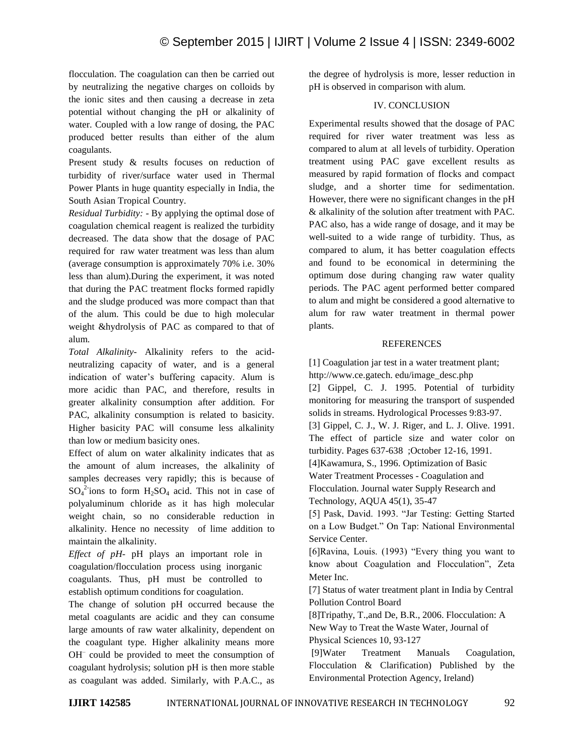flocculation. The coagulation can then be carried out by neutralizing the negative charges on colloids by the ionic sites and then causing a decrease in zeta potential without changing the pH or alkalinity of water. Coupled with a low range of dosing, the PAC produced better results than either of the alum coagulants.

Present study & results focuses on reduction of turbidity of river/surface water used in Thermal Power Plants in huge quantity especially in India, the South Asian Tropical Country.

*Residual Turbidity:* - By applying the optimal dose of coagulation chemical reagent is realized the turbidity decreased. The data show that the dosage of PAC required for raw water treatment was less than alum (average consumption is approximately 70% i.e. 30% less than alum).During the experiment, it was noted that during the PAC treatment flocks formed rapidly and the sludge produced was more compact than that of the alum. This could be due to high molecular weight &hydrolysis of PAC as compared to that of alum.

*Total Alkalinity-* Alkalinity refers to the acid-neutralizing capacity of water, and is a general indication of water's buffering capacity. Alum is more acidic than PAC, and therefore, results in greater alkalinity consumption after addition. For PAC, alkalinity consumption is related to basicity. Higher basicity PAC will consume less alkalinity than low or medium basicity ones.

Effect of alum on water alkalinity indicates that as the amount of alum increases, the alkalinity of samples decreases very rapidly; this is because of $SO_4^{2-}$ions to form $H_2SO_4$ acid. This not in case of polyaluminum chloride as it has high molecular weight chain, so no considerable reduction in alkalinity. Hence no necessity of lime addition to maintain the alkalinity.

*Effect of pH-* pH plays an important role in coagulation/flocculation process using inorganic coagulants. Thus, pH must be controlled to establish optimum conditions for coagulation.

The change of solution pH occurred because the metal coagulants are acidic and they can consume large amounts of raw water alkalinity, dependent on the coagulant type. Higher alkalinity means more $OH^-$ could be provided to meet the consumption of coagulant hydrolysis; solution pH is then more stable as coagulant was added. Similarly, with P.A.C., as the degree of hydrolysis is more, lesser reduction in pH is observed in comparison with alum.

## IV. CONCLUSION

Experimental results showed that the dosage of PAC required for river water treatment was less as compared to alum at all levels of turbidity. Operation treatment using PAC gave excellent results as measured by rapid formation of flocks and compact sludge, and a shorter time for sedimentation. However, there were no significant changes in the pH & alkalinity of the solution after treatment with PAC. PAC also, has a wide range of dosage, and it may be well-suited to a wide range of turbidity. Thus, as compared to alum, it has better coagulation effects and found to be economical in determining the optimum dose during changing raw water quality periods. The PAC agent performed better compared to alum and might be considered a good alternative to alum for raw water treatment in thermal power plants.

## REFERENCES

[1] Coagulation jar test in a water treatment plant; http://www.ce.gatech. edu/image_desc.php

[2] Gippel, C. J. 1995. Potential of turbidity monitoring for measuring the transport of suspended solids in streams. Hydrological Processes 9:83-97.

[3] Gippel, C. J., W. J. Riger, and L. J. Olive. 1991. The effect of particle size and water color on turbidity. Pages 637-638 ;October 12-16, 1991.

[4]Kawamura, S., 1996. Optimization of Basic Water Treatment Processes - Coagulation and Flocculation. Journal water Supply Research and Technology, AQUA 45(1), 35-47

[5] Pask, David. 1993. "Jar Testing: Getting Started on a Low Budget." On Tap: National Environmental Service Center.

[6]Ravina, Louis. (1993) "Every thing you want to know about Coagulation and Flocculation", Zeta Meter Inc.

[7] Status of water treatment plant in India by Central Pollution Control Board

[8]Tripathy, T.,and De, B.R., 2006. Flocculation: A New Way to Treat the Waste Water, Journal of Physical Sciences 10, 93-127

[9]Water Treatment Manuals Coagulation, Flocculation & Clarification) Published by the Environmental Protection Agency, Ireland)